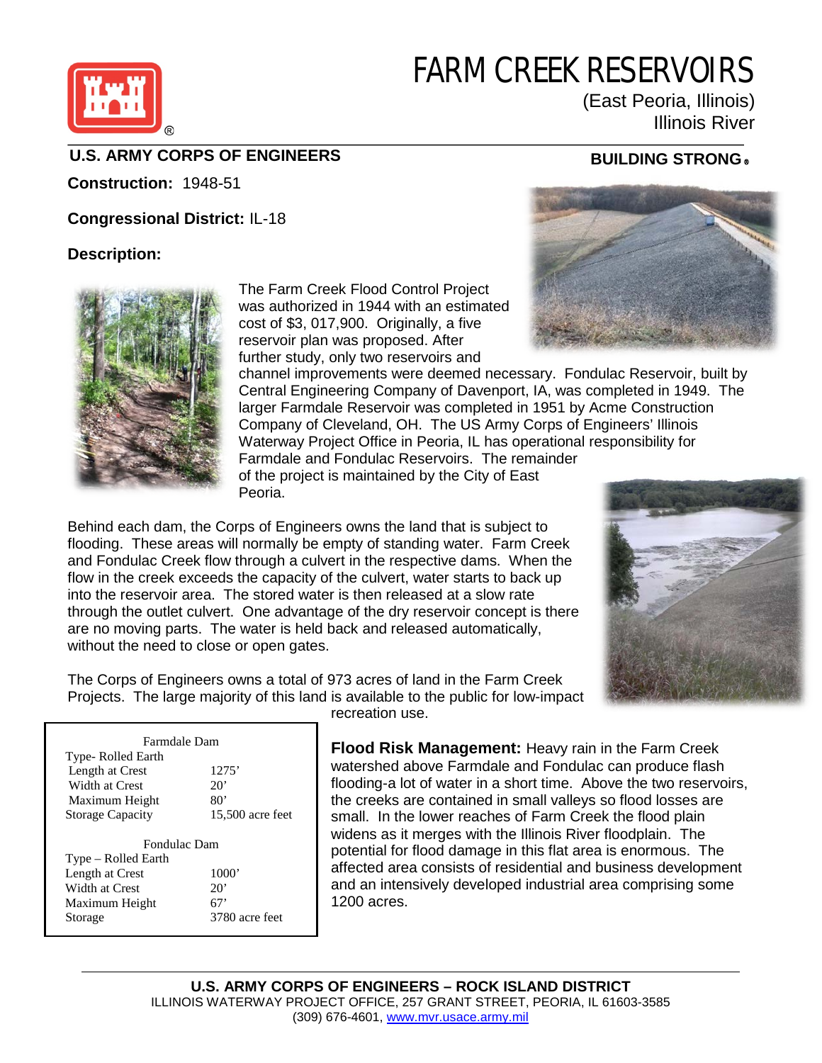# FARM CREEK RESERVOIRS

(East Peoria, Illinois)
Illinois River

**U.S. ARMY CORPS OF ENGINEERS** **BUILDING STRONG®**

**Construction:** 1948-51

**Congressional District:** IL-18

**Description:**

The Farm Creek Flood Control Project was authorized in 1944 with an estimated cost of $3, 017,900. Originally, a five reservoir plan was proposed. After further study, only two reservoirs and channel improvements were deemed necessary. Fondulac Reservoir, built by Central Engineering Company of Davenport, IA, was completed in 1949. The larger Farmdale Reservoir was completed in 1951 by Acme Construction Company of Cleveland, OH. The US Army Corps of Engineers' Illinois Waterway Project Office in Peoria, IL has operational responsibility for Farmdale and Fondulac Reservoirs. The remainder of the project is maintained by the City of East Peoria.

Behind each dam, the Corps of Engineers owns the land that is subject to flooding. These areas will normally be empty of standing water. Farm Creek and Fondulac Creek flow through a culvert in the respective dams. When the flow in the creek exceeds the capacity of the culvert, water starts to back up into the reservoir area. The stored water is then released at a slow rate through the outlet culvert. One advantage of the dry reservoir concept is there are no moving parts. The water is held back and released automatically, without the need to close or open gates.

The Corps of Engineers owns a total of 973 acres of land in the Farm Creek Projects. The large majority of this land is available to the public for low-impact recreation use.

| Farmdale Dam | |
|---|---|
| Type- Rolled Earth | |
| Length at Crest | 1275' |
| Width at Crest | 20' |
| Maximum Height | 80' |
| Storage Capacity | 15,500 acre feet |

| Fondulac Dam | |
|---|---|
| Type – Rolled Earth | |
| Length at Crest | 1000' |
| Width at Crest | 20' |
| Maximum Height | 67' |
| Storage | 3780 acre feet |

**Flood Risk Management:** Heavy rain in the Farm Creek watershed above Farmdale and Fondulac can produce flash flooding-a lot of water in a short time. Above the two reservoirs, the creeks are contained in small valleys so flood losses are small. In the lower reaches of Farm Creek the flood plain widens as it merges with the Illinois River floodplain. The potential for flood damage in this flat area is enormous. The affected area consists of residential and business development and an intensively developed industrial area comprising some 1200 acres.

**U.S. ARMY CORPS OF ENGINEERS – ROCK ISLAND DISTRICT**
ILLINOIS WATERWAY PROJECT OFFICE, 257 GRANT STREET, PEORIA, IL 61603-3585
(309) 676-4601, www.mvr.usace.army.mil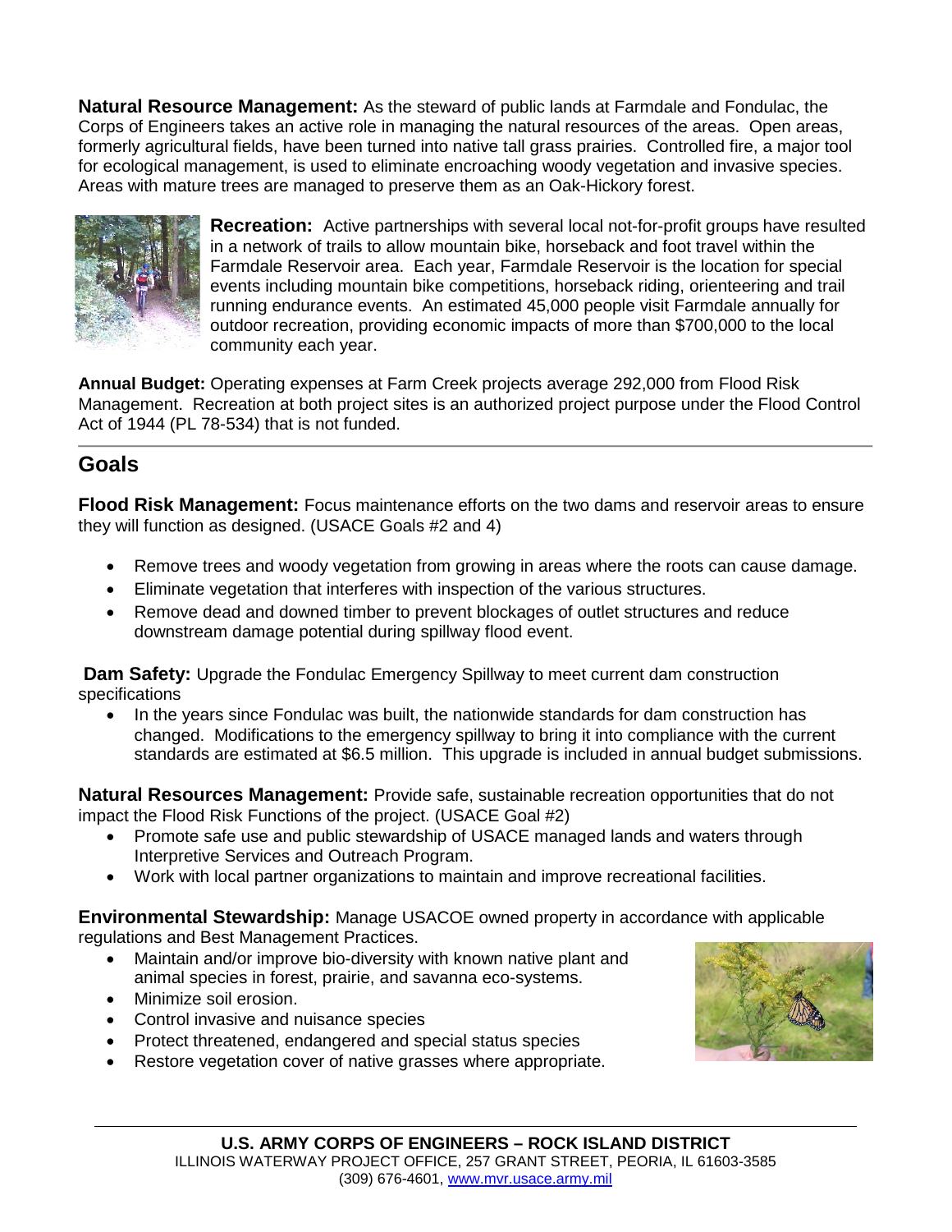**Natural Resource Management:** As the steward of public lands at Farmdale and Fondulac, the Corps of Engineers takes an active role in managing the natural resources of the areas. Open areas, formerly agricultural fields, have been turned into native tall grass prairies. Controlled fire, a major tool for ecological management, is used to eliminate encroaching woody vegetation and invasive species. Areas with mature trees are managed to preserve them as an Oak-Hickory forest.

**Recreation:** Active partnerships with several local not-for-profit groups have resulted in a network of trails to allow mountain bike, horseback and foot travel within the Farmdale Reservoir area. Each year, Farmdale Reservoir is the location for special events including mountain bike competitions, horseback riding, orienteering and trail running endurance events. An estimated 45,000 people visit Farmdale annually for outdoor recreation, providing economic impacts of more than $700,000 to the local community each year.

**Annual Budget:** Operating expenses at Farm Creek projects average 292,000 from Flood Risk Management. Recreation at both project sites is an authorized project purpose under the Flood Control Act of 1944 (PL 78-534) that is not funded.

## Goals

**Flood Risk Management:** Focus maintenance efforts on the two dams and reservoir areas to ensure they will function as designed. (USACE Goals #2 and 4)

- Remove trees and woody vegetation from growing in areas where the roots can cause damage.
- Eliminate vegetation that interferes with inspection of the various structures.
- Remove dead and downed timber to prevent blockages of outlet structures and reduce downstream damage potential during spillway flood event.

**Dam Safety:** Upgrade the Fondulac Emergency Spillway to meet current dam construction specifications

- In the years since Fondulac was built, the nationwide standards for dam construction has changed. Modifications to the emergency spillway to bring it into compliance with the current standards are estimated at $6.5 million. This upgrade is included in annual budget submissions.

**Natural Resources Management:** Provide safe, sustainable recreation opportunities that do not impact the Flood Risk Functions of the project. (USACE Goal #2)

- Promote safe use and public stewardship of USACE managed lands and waters through Interpretive Services and Outreach Program.
- Work with local partner organizations to maintain and improve recreational facilities.

**Environmental Stewardship:** Manage USACOE owned property in accordance with applicable regulations and Best Management Practices.

- Maintain and/or improve bio-diversity with known native plant and animal species in forest, prairie, and savanna eco-systems.
- Minimize soil erosion.
- Control invasive and nuisance species
- Protect threatened, endangered and special status species
- Restore vegetation cover of native grasses where appropriate.

**U.S. ARMY CORPS OF ENGINEERS – ROCK ISLAND DISTRICT**
ILLINOIS WATERWAY PROJECT OFFICE, 257 GRANT STREET, PEORIA, IL 61603-3585
(309) 676-4601, [www.mvr.usace.army.mil](http://www.mvr.usace.army.mil)